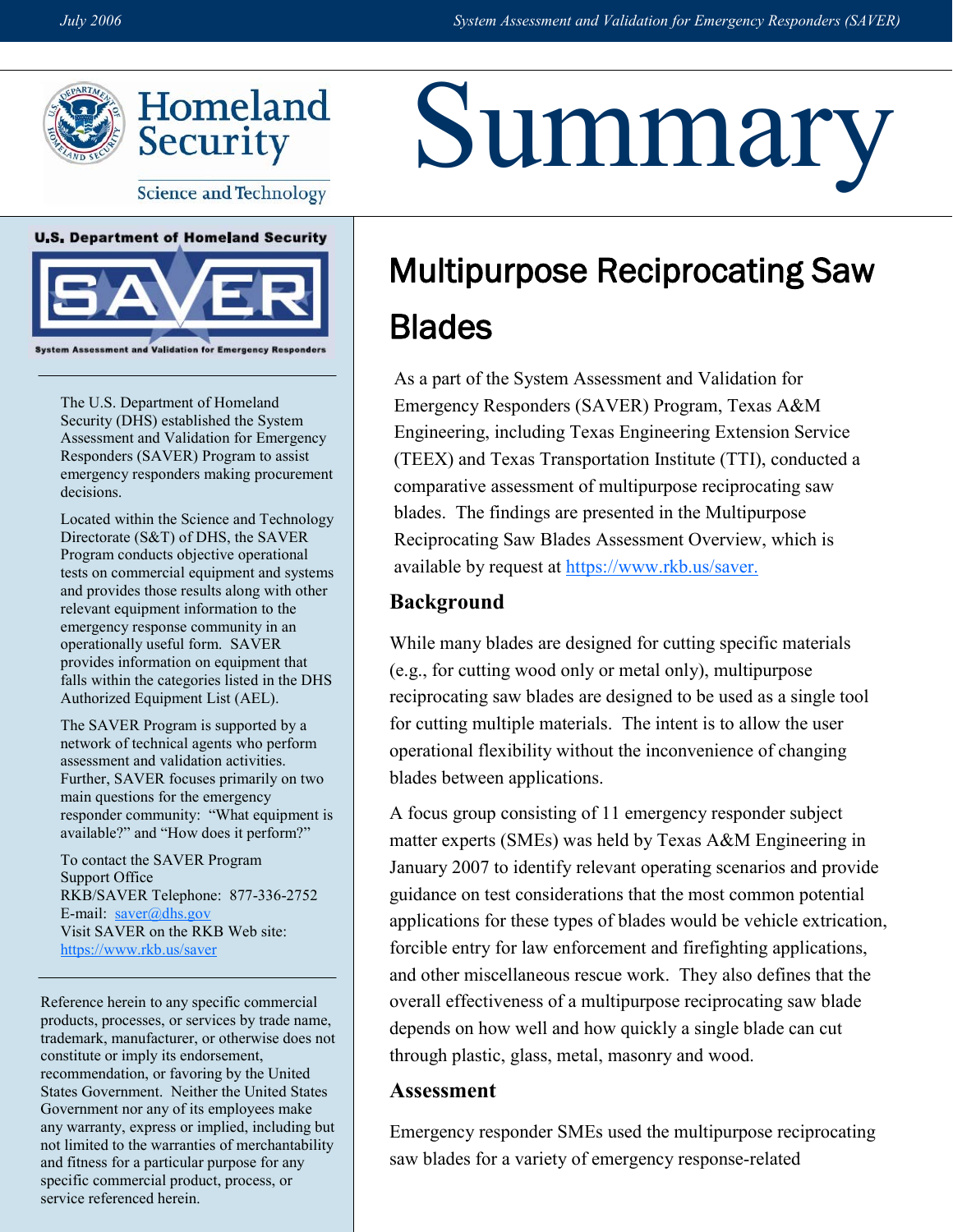# Summary

**U.S. Department of Homeland Security**

**SAVER**

**System Assessment and Validation for Emergency Responders**

The U.S. Department of Homeland Security (DHS) established the System Assessment and Validation for Emergency Responders (SAVER) Program to assist emergency responders making procurement decisions.

Located within the Science and Technology Directorate (S&T) of DHS, the SAVER Program conducts objective operational tests on commercial equipment and systems and provides those results along with other relevant equipment information to the emergency response community in an operationally useful form. SAVER provides information on equipment that falls within the categories listed in the DHS Authorized Equipment List (AEL).

The SAVER Program is supported by a network of technical agents who perform assessment and validation activities. Further, SAVER focuses primarily on two main questions for the emergency responder community: "What equipment is available?" and "How does it perform?"

To contact the SAVER Program Support Office
RKB/SAVER Telephone: 877-336-2752
E-mail: saver@dhs.gov
Visit SAVER on the RKB Web site:
https://www.rkb.us/saver

Reference herein to any specific commercial products, processes, or services by trade name, trademark, manufacturer, or otherwise does not constitute or imply its endorsement, recommendation, or favoring by the United States Government. Neither the United States Government nor any of its employees make any warranty, express or implied, including but not limited to the warranties of merchantability and fitness for a particular purpose for any specific commercial product, process, or service referenced herein.

## Multipurpose Reciprocating Saw Blades

As a part of the System Assessment and Validation for Emergency Responders (SAVER) Program, Texas A&M Engineering, including Texas Engineering Extension Service (TEEX) and Texas Transportation Institute (TTI), conducted a comparative assessment of multipurpose reciprocating saw blades. The findings are presented in the Multipurpose Reciprocating Saw Blades Assessment Overview, which is available by request at https://www.rkb.us/saver.

### Background

While many blades are designed for cutting specific materials (e.g., for cutting wood only or metal only), multipurpose reciprocating saw blades are designed to be used as a single tool for cutting multiple materials. The intent is to allow the user operational flexibility without the inconvenience of changing blades between applications.

A focus group consisting of 11 emergency responder subject matter experts (SMEs) was held by Texas A&M Engineering in January 2007 to identify relevant operating scenarios and provide guidance on test considerations that the most common potential applications for these types of blades would be vehicle extrication, forcible entry for law enforcement and firefighting applications, and other miscellaneous rescue work. They also defines that the overall effectiveness of a multipurpose reciprocating saw blade depends on how well and how quickly a single blade can cut through plastic, glass, metal, masonry and wood.

### Assessment

Emergency responder SMEs used the multipurpose reciprocating saw blades for a variety of emergency response-related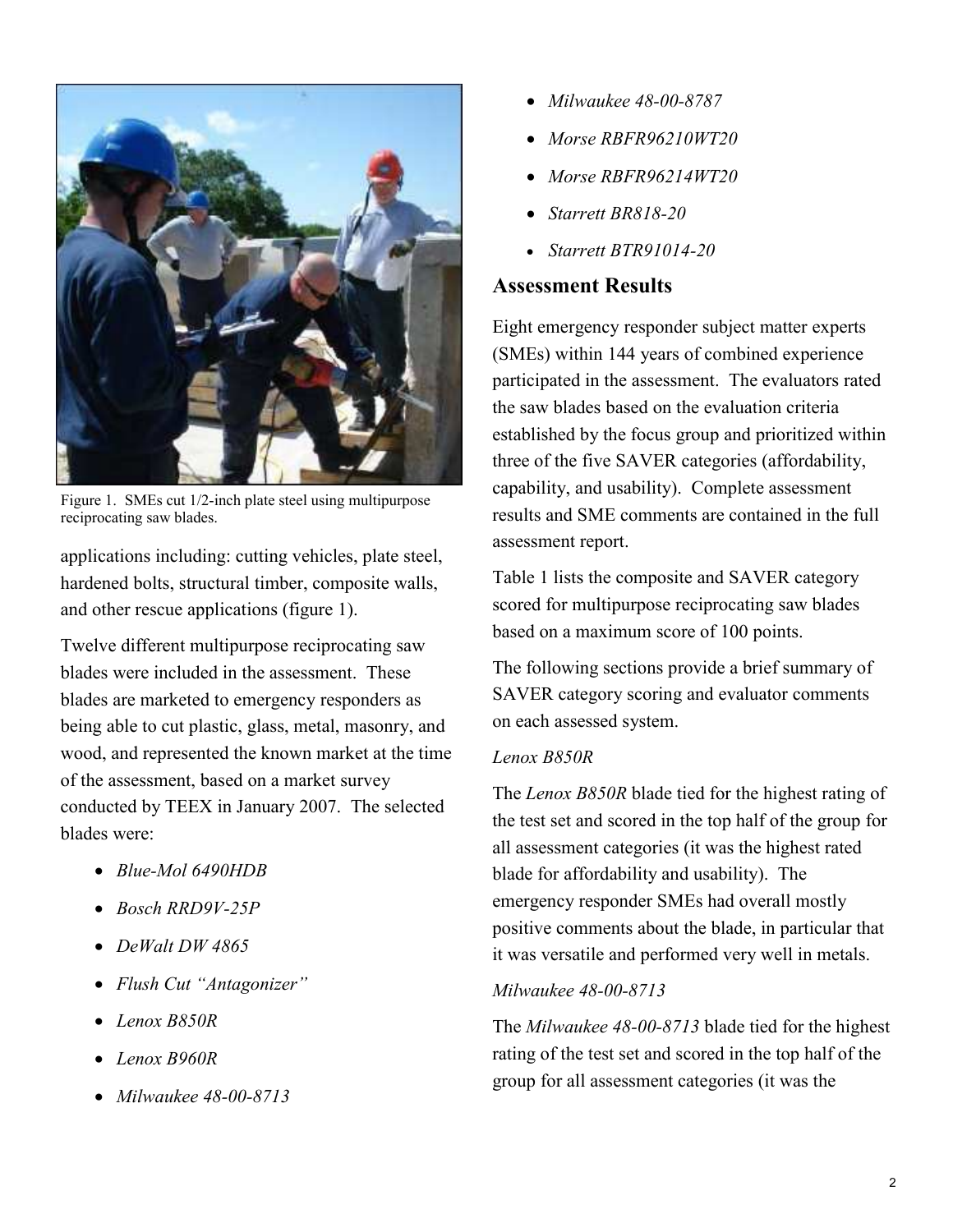Figure 1. SMEs cut 1/2-inch plate steel using multipurpose reciprocating saw blades.

applications including: cutting vehicles, plate steel, hardened bolts, structural timber, composite walls, and other rescue applications (figure 1).

Twelve different multipurpose reciprocating saw blades were included in the assessment. These blades are marketed to emergency responders as being able to cut plastic, glass, metal, masonry, and wood, and represented the known market at the time of the assessment, based on a market survey conducted by TEEX in January 2007. The selected blades were:

- *Blue-Mol 6490HDB*
- *Bosch RRD9V-25P*
- *DeWalt DW 4865*
- *Flush Cut "Antagonizer"*
- *Lenox B850R*
- *Lenox B960R*
- *Milwaukee 48-00-8713*
- *Milwaukee 48-00-8787*
- *Morse RBFR96210WT20*
- *Morse RBFR96214WT20*
- *Starrett BR818-20*
- *Starrett BTR91014-20*

## Assessment Results

Eight emergency responder subject matter experts (SMEs) within 144 years of combined experience participated in the assessment. The evaluators rated the saw blades based on the evaluation criteria established by the focus group and prioritized within three of the five SAVER categories (affordability, capability, and usability). Complete assessment results and SME comments are contained in the full assessment report.

Table 1 lists the composite and SAVER category scored for multipurpose reciprocating saw blades based on a maximum score of 100 points.

The following sections provide a brief summary of SAVER category scoring and evaluator comments on each assessed system.

*Lenox B850R*

The *Lenox B850R* blade tied for the highest rating of the test set and scored in the top half of the group for all assessment categories (it was the highest rated blade for affordability and usability). The emergency responder SMEs had overall mostly positive comments about the blade, in particular that it was versatile and performed very well in metals.

*Milwaukee 48-00-8713*

The *Milwaukee 48-00-8713* blade tied for the highest rating of the test set and scored in the top half of the group for all assessment categories (it was the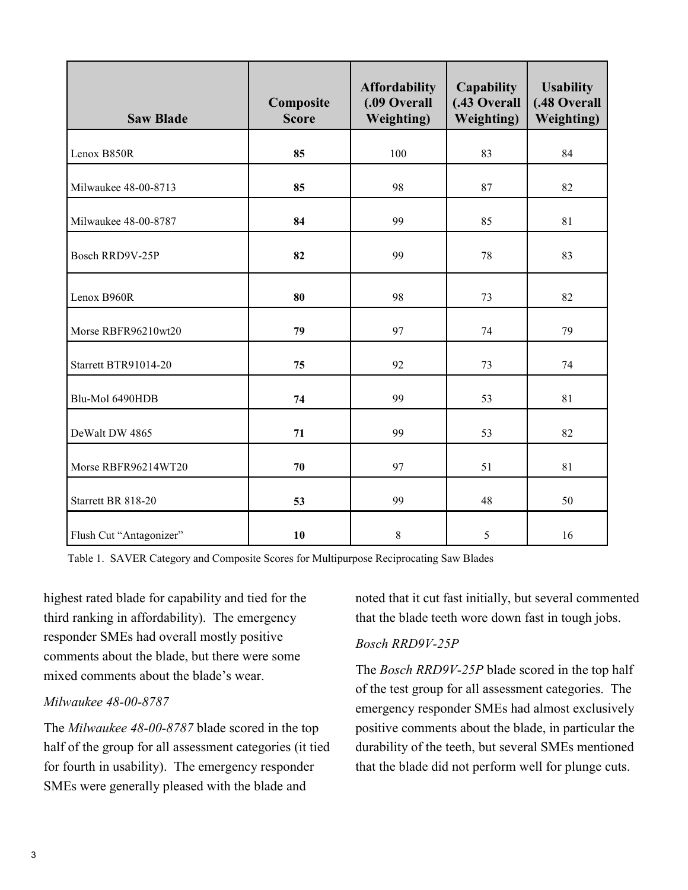| Saw Blade | Composite Score | Affordability (.09 Overall Weighting) | Capability (.43 Overall Weighting) | Usability (.48 Overall Weighting) |
|---|---|---|---|---|
| Lenox B850R | **85** | 100 | 83 | 84 |
| Milwaukee 48-00-8713 | **85** | 98 | 87 | 82 |
| Milwaukee 48-00-8787 | **84** | 99 | 85 | 81 |
| Bosch RRD9V-25P | **82** | 99 | 78 | 83 |
| Lenox B960R | **80** | 98 | 73 | 82 |
| Morse RBFR96210wt20 | **79** | 97 | 74 | 79 |
| Starrett BTR91014-20 | **75** | 92 | 73 | 74 |
| Blu-Mol 6490HDB | **74** | 99 | 53 | 81 |
| DeWalt DW 4865 | **71** | 99 | 53 | 82 |
| Morse RBFR96214WT20 | **70** | 97 | 51 | 81 |
| Starrett BR 818-20 | **53** | 99 | 48 | 50 |
| Flush Cut "Antagonizer" | **10** | 8 | 5 | 16 |

Table 1. SAVER Category and Composite Scores for Multipurpose Reciprocating Saw Blades

highest rated blade for capability and tied for the third ranking in affordability). The emergency responder SMEs had overall mostly positive comments about the blade, but there were some mixed comments about the blade's wear.

*Milwaukee 48-00-8787*

The *Milwaukee 48-00-8787* blade scored in the top half of the group for all assessment categories (it tied for fourth in usability). The emergency responder SMEs were generally pleased with the blade and noted that it cut fast initially, but several commented that the blade teeth wore down fast in tough jobs.

*Bosch RRD9V-25P*

The *Bosch RRD9V-25P* blade scored in the top half of the test group for all assessment categories. The emergency responder SMEs had almost exclusively positive comments about the blade, in particular the durability of the teeth, but several SMEs mentioned that the blade did not perform well for plunge cuts.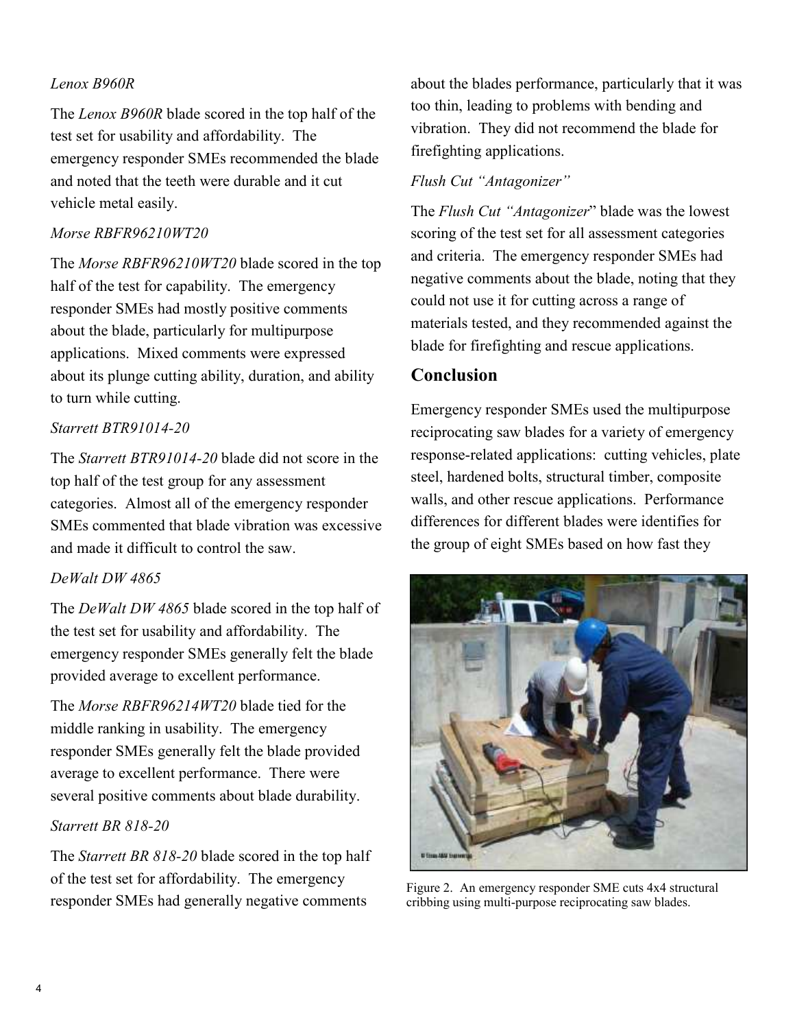*Lenox B960R*

The *Lenox B960R* blade scored in the top half of the test set for usability and affordability. The emergency responder SMEs recommended the blade and noted that the teeth were durable and it cut vehicle metal easily.

*Morse RBFR96210WT20*

The *Morse RBFR96210WT20* blade scored in the top half of the test for capability. The emergency responder SMEs had mostly positive comments about the blade, particularly for multipurpose applications. Mixed comments were expressed about its plunge cutting ability, duration, and ability to turn while cutting.

*Starrett BTR91014-20*

The *Starrett BTR91014-20* blade did not score in the top half of the test group for any assessment categories. Almost all of the emergency responder SMEs commented that blade vibration was excessive and made it difficult to control the saw.

*DeWalt DW 4865*

The *DeWalt DW 4865* blade scored in the top half of the test set for usability and affordability. The emergency responder SMEs generally felt the blade provided average to excellent performance.

The *Morse RBFR96214WT20* blade tied for the middle ranking in usability. The emergency responder SMEs generally felt the blade provided average to excellent performance. There were several positive comments about blade durability.

*Starrett BR 818-20*

The *Starrett BR 818-20* blade scored in the top half of the test set for affordability. The emergency responder SMEs had generally negative comments about the blades performance, particularly that it was too thin, leading to problems with bending and vibration. They did not recommend the blade for firefighting applications.

*Flush Cut "Antagonizer"*

The *Flush Cut "Antagonizer*" blade was the lowest scoring of the test set for all assessment categories and criteria. The emergency responder SMEs had negative comments about the blade, noting that they could not use it for cutting across a range of materials tested, and they recommended against the blade for firefighting and rescue applications.

## Conclusion

Emergency responder SMEs used the multipurpose reciprocating saw blades for a variety of emergency response-related applications: cutting vehicles, plate steel, hardened bolts, structural timber, composite walls, and other rescue applications. Performance differences for different blades were identifies for the group of eight SMEs based on how fast they

Figure 2. An emergency responder SME cuts 4x4 structural cribbing using multi-purpose reciprocating saw blades.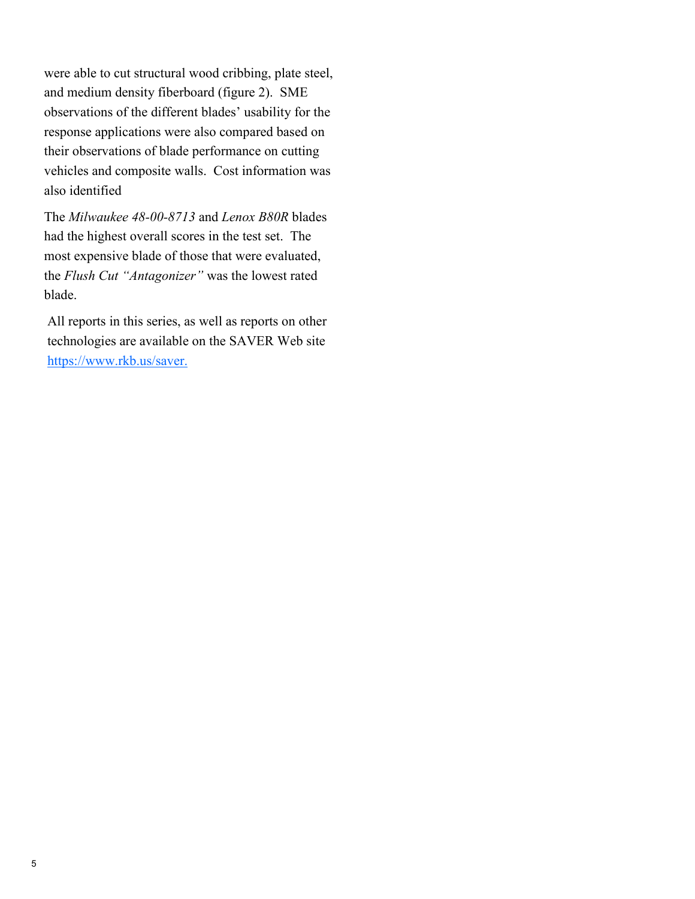were able to cut structural wood cribbing, plate steel, and medium density fiberboard (figure 2). SME observations of the different blades' usability for the response applications were also compared based on their observations of blade performance on cutting vehicles and composite walls. Cost information was also identified

The *Milwaukee 48-00-8713* and *Lenox B80R* blades had the highest overall scores in the test set. The most expensive blade of those that were evaluated, the *Flush Cut "Antagonizer"* was the lowest rated blade.

All reports in this series, as well as reports on other technologies are available on the SAVER Web site [https://www.rkb.us/saver.](https://www.rkb.us/saver)